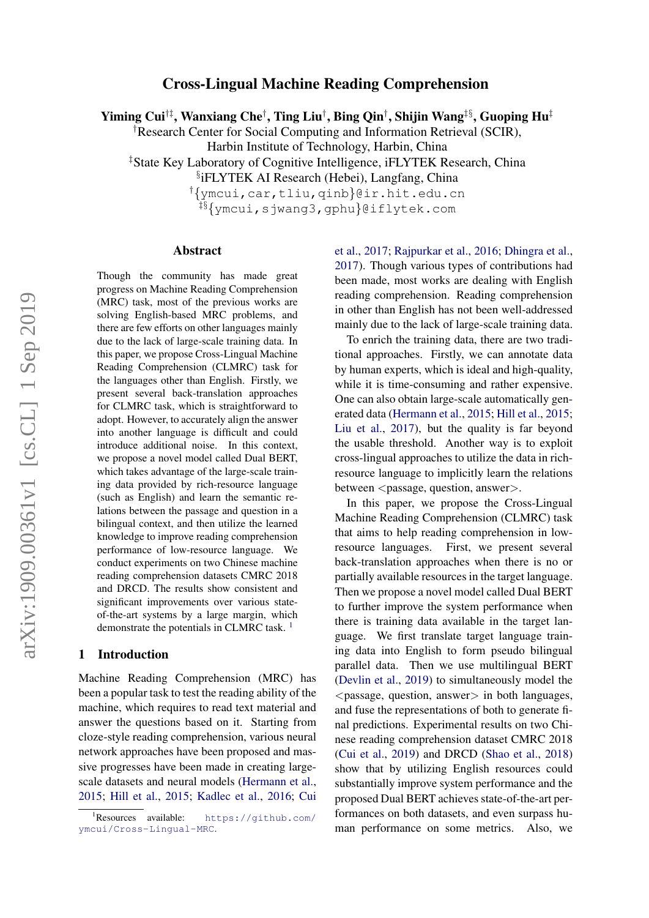# Cross-Lingual Machine Reading Comprehension

**Yiming Cui[†‡], Wanxiang Che[†], Ting Liu[†], Bing Qin[†], Shijin Wang[‡§], Guoping Hu[‡]**

[†]Research Center for Social Computing and Information Retrieval (SCIR), Harbin Institute of Technology, Harbin, China

[‡]State Key Laboratory of Cognitive Intelligence, iFLYTEK Research, China

[§]iFLYTEK AI Research (Hebei), Langfang, China

[†]{ymcui,car,tliu,qinb}@ir.hit.edu.cn

[‡§]{ymcui,sjwang3,gphu}@iflytek.com

## Abstract

Though the community has made great progress on Machine Reading Comprehension (MRC) task, most of the previous works are solving English-based MRC problems, and there are few efforts on other languages mainly due to the lack of large-scale training data. In this paper, we propose Cross-Lingual Machine Reading Comprehension (CLMRC) task for the languages other than English. Firstly, we present several back-translation approaches for CLMRC task, which is straightforward to adopt. However, to accurately align the answer into another language is difficult and could introduce additional noise. In this context, we propose a novel model called Dual BERT, which takes advantage of the large-scale training data provided by rich-resource language (such as English) and learn the semantic relations between the passage and question in a bilingual context, and then utilize the learned knowledge to improve reading comprehension performance of low-resource language. We conduct experiments on two Chinese machine reading comprehension datasets CMRC 2018 and DRCD. The results show consistent and significant improvements over various state-of-the-art systems by a large margin, which demonstrate the potentials in CLMRC task. [1]

## 1 Introduction

Machine Reading Comprehension (MRC) has been a popular task to test the reading ability of the machine, which requires to read text material and answer the questions based on it. Starting from cloze-style reading comprehension, various neural network approaches have been proposed and massive progresses have been made in creating large-scale datasets and neural models (Hermann et al., 2015; Hill et al., 2015; Kadlec et al., 2016; Cui et al., 2017; Rajpurkar et al., 2016; Dhingra et al., 2017). Though various types of contributions had been made, most works are dealing with English reading comprehension. Reading comprehension in other than English has not been well-addressed mainly due to the lack of large-scale training data.

To enrich the training data, there are two traditional approaches. Firstly, we can annotate data by human experts, which is ideal and high-quality, while it is time-consuming and rather expensive. One can also obtain large-scale automatically generated data (Hermann et al., 2015; Hill et al., 2015; Liu et al., 2017), but the quality is far beyond the usable threshold. Another way is to exploit cross-lingual approaches to utilize the data in rich-resource language to implicitly learn the relations between <passage, question, answer>.

In this paper, we propose the Cross-Lingual Machine Reading Comprehension (CLMRC) task that aims to help reading comprehension in low-resource languages. First, we present several back-translation approaches when there is no or partially available resources in the target language. Then we propose a novel model called Dual BERT to further improve the system performance when there is training data available in the target language. We first translate target language training data into English to form pseudo bilingual parallel data. Then we use multilingual BERT (Devlin et al., 2019) to simultaneously model the <passage, question, answer> in both languages, and fuse the representations of both to generate final predictions. Experimental results on two Chinese reading comprehension dataset CMRC 2018 (Cui et al., 2019) and DRCD (Shao et al., 2018) show that by utilizing English resources could substantially improve system performance and the proposed Dual BERT achieves state-of-the-art performances on both datasets, and even surpass human performance on some metrics. Also, we

[1] Resources available: https://github.com/ymcui/Cross-Lingual-MRC.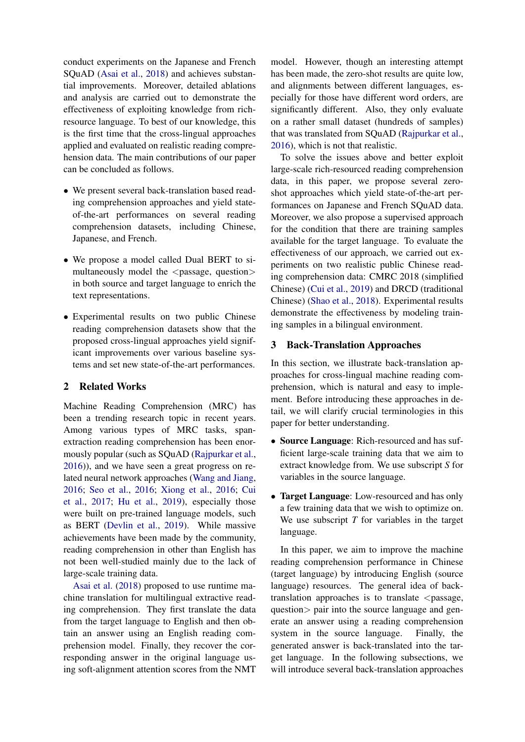conduct experiments on the Japanese and French SQuAD (Asai et al., 2018) and achieves substantial improvements. Moreover, detailed ablations and analysis are carried out to demonstrate the effectiveness of exploiting knowledge from rich-resource language. To best of our knowledge, this is the first time that the cross-lingual approaches applied and evaluated on realistic reading comprehension data. The main contributions of our paper can be concluded as follows.

- We present several back-translation based reading comprehension approaches and yield state-of-the-art performances on several reading comprehension datasets, including Chinese, Japanese, and French.
- We propose a model called Dual BERT to simultaneously model the <passage, question> in both source and target language to enrich the text representations.
- Experimental results on two public Chinese reading comprehension datasets show that the proposed cross-lingual approaches yield significant improvements over various baseline systems and set new state-of-the-art performances.

## 2 Related Works

Machine Reading Comprehension (MRC) has been a trending research topic in recent years. Among various types of MRC tasks, span-extraction reading comprehension has been enormously popular (such as SQuAD (Rajpurkar et al., 2016)), and we have seen a great progress on related neural network approaches (Wang and Jiang, 2016; Seo et al., 2016; Xiong et al., 2016; Cui et al., 2017; Hu et al., 2019), especially those were built on pre-trained language models, such as BERT (Devlin et al., 2019). While massive achievements have been made by the community, reading comprehension in other than English has not been well-studied mainly due to the lack of large-scale training data.

Asai et al. (2018) proposed to use runtime machine translation for multilingual extractive reading comprehension. They first translate the data from the target language to English and then obtain an answer using an English reading comprehension model. Finally, they recover the corresponding answer in the original language using soft-alignment attention scores from the NMT model. However, though an interesting attempt has been made, the zero-shot results are quite low, and alignments between different languages, especially for those have different word orders, are significantly different. Also, they only evaluate on a rather small dataset (hundreds of samples) that was translated from SQuAD (Rajpurkar et al., 2016), which is not that realistic.

To solve the issues above and better exploit large-scale rich-resourced reading comprehension data, in this paper, we propose several zero-shot approaches which yield state-of-the-art performances on Japanese and French SQuAD data. Moreover, we also propose a supervised approach for the condition that there are training samples available for the target language. To evaluate the effectiveness of our approach, we carried out experiments on two realistic public Chinese reading comprehension data: CMRC 2018 (simplified Chinese) (Cui et al., 2019) and DRCD (traditional Chinese) (Shao et al., 2018). Experimental results demonstrate the effectiveness by modeling training samples in a bilingual environment.

## 3 Back-Translation Approaches

In this section, we illustrate back-translation approaches for cross-lingual machine reading comprehension, which is natural and easy to implement. Before introducing these approaches in detail, we will clarify crucial terminologies in this paper for better understanding.

- **Source Language**: Rich-resourced and has sufficient large-scale training data that we aim to extract knowledge from. We use subscript $S$ for variables in the source language.
- **Target Language**: Low-resourced and has only a few training data that we wish to optimize on. We use subscript $T$ for variables in the target language.

In this paper, we aim to improve the machine reading comprehension performance in Chinese (target language) by introducing English (source language) resources. The general idea of back-translation approaches is to translate <passage, question> pair into the source language and generate an answer using a reading comprehension system in the source language. Finally, the generated answer is back-translated into the target language. In the following subsections, we will introduce several back-translation approaches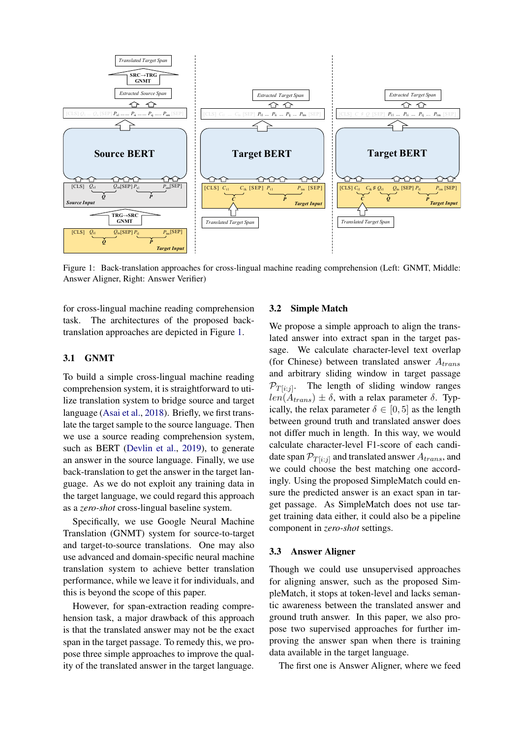Figure 1: Back-translation approaches for cross-lingual machine reading comprehension (Left: GNMT, Middle: Answer Aligner, Right: Answer Verifier)

for cross-lingual machine reading comprehension task. The architectures of the proposed back-translation approaches are depicted in Figure 1.

### 3.1 GNMT

To build a simple cross-lingual machine reading comprehension system, it is straightforward to utilize translation system to bridge source and target language (Asai et al., 2018). Briefly, we first translate the target sample to the source language. Then we use a source reading comprehension system, such as BERT (Devlin et al., 2019), to generate an answer in the source language. Finally, we use back-translation to get the answer in the target language. As we do not exploit any training data in the target language, we could regard this approach as a *zero-shot* cross-lingual baseline system.

Specifically, we use Google Neural Machine Translation (GNMT) system for source-to-target and target-to-source translations. One may also use advanced and domain-specific neural machine translation system to achieve better translation performance, while we leave it for individuals, and this is beyond the scope of this paper.

However, for span-extraction reading comprehension task, a major drawback of this approach is that the translated answer may not be the exact span in the target passage. To remedy this, we propose three simple approaches to improve the quality of the translated answer in the target language.

### 3.2 Simple Match

We propose a simple approach to align the translated answer into extract span in the target passage. We calculate character-level text overlap (for Chinese) between translated answer $A_{trans}$ and arbitrary sliding window in target passage $\mathcal{P}_{T[i:j]}$. The length of sliding window ranges $len(A_{trans}) \pm \delta$, with a relax parameter $\delta$. Typically, the relax parameter $\delta \in [0, 5]$ as the length between ground truth and translated answer does not differ much in length. In this way, we would calculate character-level F1-score of each candidate span $\mathcal{P}_{T[i:j]}$ and translated answer $A_{trans}$, and we could choose the best matching one accordingly. Using the proposed SimpleMatch could ensure the predicted answer is an exact span in target passage. As SimpleMatch does not use target training data either, it could also be a pipeline component in *zero-shot* settings.

### 3.3 Answer Aligner

Though we could use unsupervised approaches for aligning answer, such as the proposed SimpleMatch, it stops at token-level and lacks semantic awareness between the translated answer and ground truth answer. In this paper, we also propose two supervised approaches for further improving the answer span when there is training data available in the target language.

The first one is Answer Aligner, where we feed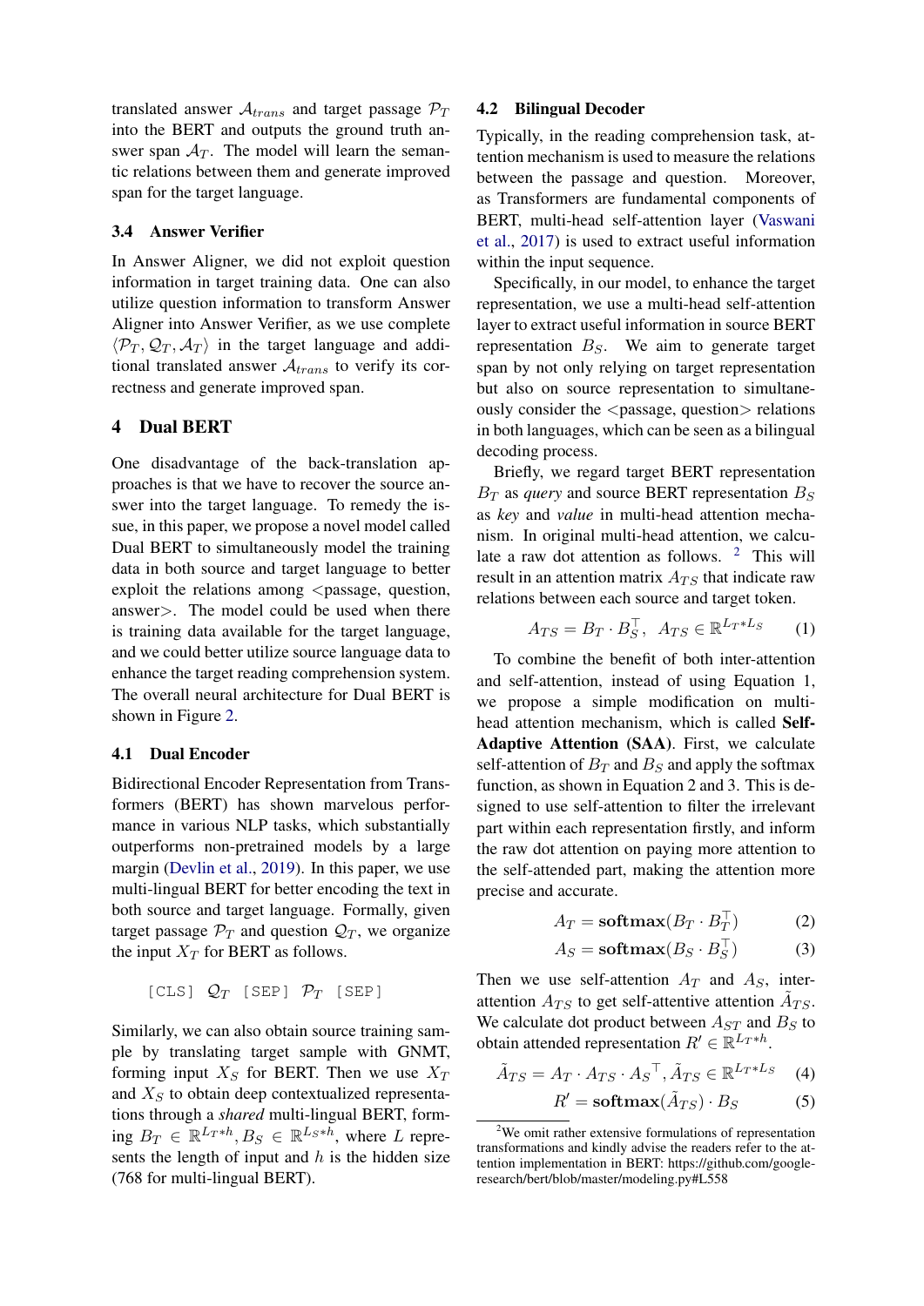translated answer $\mathcal{A}_{trans}$ and target passage $\mathcal{P}_T$ into the BERT and outputs the ground truth answer span $\mathcal{A}_T$. The model will learn the semantic relations between them and generate improved span for the target language.

### 3.4 Answer Verifier

In Answer Aligner, we did not exploit question information in target training data. One can also utilize question information to transform Answer Aligner into Answer Verifier, as we use complete $\langle \mathcal{P}_T, \mathcal{Q}_T, \mathcal{A}_T \rangle$ in the target language and additional translated answer $\mathcal{A}_{trans}$ to verify its correctness and generate improved span.

## 4 Dual BERT

One disadvantage of the back-translation approaches is that we have to recover the source answer into the target language. To remedy the issue, in this paper, we propose a novel model called Dual BERT to simultaneously model the training data in both source and target language to better exploit the relations among <passage, question, answer>. The model could be used when there is training data available for the target language, and we could better utilize source language data to enhance the target reading comprehension system. The overall neural architecture for Dual BERT is shown in Figure 2.

### 4.1 Dual Encoder

Bidirectional Encoder Representation from Transformers (BERT) has shown marvelous performance in various NLP tasks, which substantially outperforms non-pretrained models by a large margin (Devlin et al., 2019). In this paper, we use multi-lingual BERT for better encoding the text in both source and target language. Formally, given target passage $\mathcal{P}_T$ and question $\mathcal{Q}_T$, we organize the input $X_T$ for BERT as follows.

[CLS] $\mathcal{Q}_T$ [SEP] $\mathcal{P}_T$ [SEP]

Similarly, we can also obtain source training sample by translating target sample with GNMT, forming input $X_S$ for BERT. Then we use $X_T$ and $X_S$ to obtain deep contextualized representations through a *shared* multi-lingual BERT, forming $B_T \in \mathbb{R}^{L_T * h}, B_S \in \mathbb{R}^{L_S * h}$, where $L$ represents the length of input and $h$ is the hidden size (768 for multi-lingual BERT).

### 4.2 Bilingual Decoder

Typically, in the reading comprehension task, attention mechanism is used to measure the relations between the passage and question. Moreover, as Transformers are fundamental components of BERT, multi-head self-attention layer (Vaswani et al., 2017) is used to extract useful information within the input sequence.

Specifically, in our model, to enhance the target representation, we use a multi-head self-attention layer to extract useful information in source BERT representation $B_S$. We aim to generate target span by not only relying on target representation but also on source representation to simultaneously consider the <passage, question> relations in both languages, which can be seen as a bilingual decoding process.

Briefly, we regard target BERT representation $B_T$ as *query* and source BERT representation $B_S$ as *key* and *value* in multi-head attention mechanism. In original multi-head attention, we calculate a raw dot attention as follows. [2] This will result in an attention matrix $A_{TS}$ that indicate raw relations between each source and target token.

$$A_{TS} = B_T \cdot B_S^\top, \;\; A_{TS} \in \mathbb{R}^{L_T * L_S} \tag{1}$$

To combine the benefit of both inter-attention and self-attention, instead of using Equation 1, we propose a simple modification on multi-head attention mechanism, which is called **Self-Adaptive Attention (SAA)**. First, we calculate self-attention of $B_T$ and $B_S$ and apply the softmax function, as shown in Equation 2 and 3. This is designed to use self-attention to filter the irrelevant part within each representation firstly, and inform the raw dot attention on paying more attention to the self-attended part, making the attention more precise and accurate.

$$A_T = \textbf{softmax}(B_T \cdot B_T^\top) \tag{2}$$

$$A_S = \textbf{softmax}(B_S \cdot B_S^\top) \tag{3}$$

Then we use self-attention $A_T$ and $A_S$, inter-attention $A_{TS}$ to get self-attentive attention $\tilde{A}_{TS}$. We calculate dot product between $A_{ST}$ and $B_S$ to obtain attended representation $R' \in \mathbb{R}^{L_T * h}$.

$$\tilde{A}_{TS} = A_T \cdot A_{TS} \cdot {A_S}^\top, \tilde{A}_{TS} \in \mathbb{R}^{L_T * L_S} \tag{4}$$

$$R' = \textbf{softmax}(\tilde{A}_{TS}) \cdot B_S \tag{5}$$

[2] We omit rather extensive formulations of representation transformations and kindly advise the readers refer to the attention implementation in BERT: https://github.com/google-research/bert/blob/master/modeling.py#L558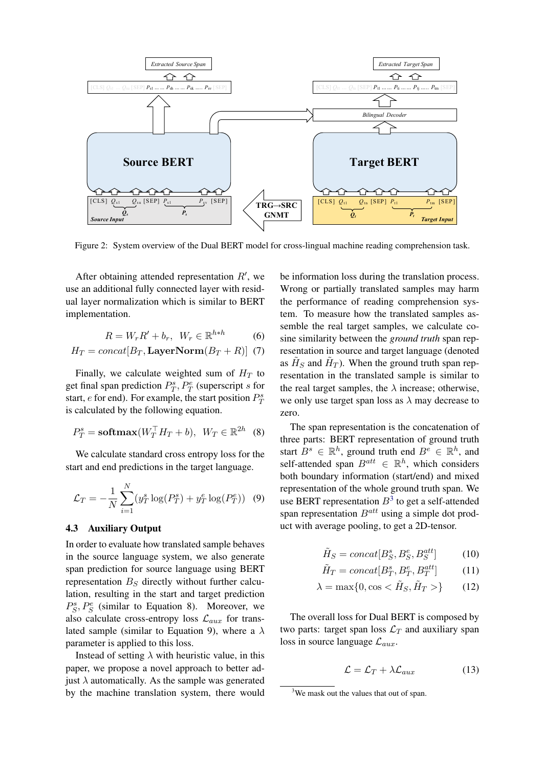Figure 2: System overview of the Dual BERT model for cross-lingual machine reading comprehension task.

After obtaining attended representation $R'$, we use an additional fully connected layer with residual layer normalization which is similar to BERT implementation.

$$R = W_r R' + b_r, \;\; W_r \in \mathbb{R}^{h*h} \tag{6}$$

$$H_T = concat[B_T, \mathbf{LayerNorm}(B_T + R)] \tag{7}$$

Finally, we calculate weighted sum of $H_T$ to get final span prediction $P_T^s, P_T^e$ (superscript $s$ for start, $e$ for end). For example, the start position $P_T^s$ is calculated by the following equation.

$$P_T^s = \mathbf{softmax}(W_T^\top H_T + b), \;\; W_T \in \mathbb{R}^{2h} \tag{8}$$

We calculate standard cross entropy loss for the start and end predictions in the target language.

$$\mathcal{L}_T = -\frac{1}{N}\sum_{i=1}^{N}(y_T^s \log(P_T^s) + y_T^e \log(P_T^e)) \tag{9}$$

### 4.3 Auxiliary Output

In order to evaluate how translated sample behaves in the source language system, we also generate span prediction for source language using BERT representation $B_S$ directly without further calculation, resulting in the start and target prediction $P_S^s, P_S^e$ (similar to Equation 8). Moreover, we also calculate cross-entropy loss $\mathcal{L}_{aux}$ for translated sample (similar to Equation 9), where a $\lambda$ parameter is applied to this loss.

Instead of setting $\lambda$ with heuristic value, in this paper, we propose a novel approach to better adjust $\lambda$ automatically. As the sample was generated by the machine translation system, there would be information loss during the translation process. Wrong or partially translated samples may harm the performance of reading comprehension system. To measure how the translated samples assemble the real target samples, we calculate cosine similarity between the *ground truth* span representation in source and target language (denoted as $\tilde{H}_S$ and $\tilde{H}_T$). When the ground truth span representation in the translated sample is similar to the real target samples, the $\lambda$ increase; otherwise, we only use target span loss as $\lambda$ may decrease to zero.

The span representation is the concatenation of three parts: BERT representation of ground truth start $B^s \in \mathbb{R}^h$, ground truth end $B^e \in \mathbb{R}^h$, and self-attended span $B^{att} \in \mathbb{R}^h$, which considers both boundary information (start/end) and mixed representation of the whole ground truth span. We use BERT representation $B$[3] to get a self-attended span representation $B^{att}$ using a simple dot product with average pooling, to get a 2D-tensor.

$$\tilde{H}_S = concat[B_S^s, B_S^e, B_S^{att}] \tag{10}$$

$$\tilde{H}_T = concat[B_T^s, B_T^e, B_T^{att}] \tag{11}$$

$$\lambda = \max\{0, \cos < \tilde{H}_S, \tilde{H}_T >\} \tag{12}$$

The overall loss for Dual BERT is composed by two parts: target span loss $\mathcal{L}_T$ and auxiliary span loss in source language $\mathcal{L}_{aux}$.

$$\mathcal{L} = \mathcal{L}_T + \lambda \mathcal{L}_{aux} \tag{13}$$

[3] We mask out the values that out of span.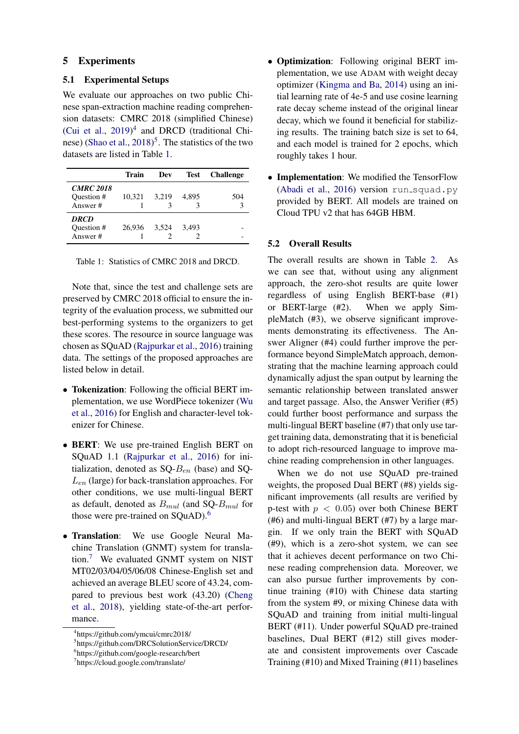## 5 Experiments

### 5.1 Experimental Setups

We evaluate our approaches on two public Chinese span-extraction machine reading comprehension datasets: CMRC 2018 (simplified Chinese) (Cui et al., 2019)[4] and DRCD (traditional Chinese) (Shao et al., 2018)[5]. The statistics of the two datasets are listed in Table 1.

| | Train | Dev | Test | Challenge |
|---|---|---|---|---|
| ***CMRC 2018*** | | | | |
| Question # | 10,321 | 3,219 | 4,895 | 504 |
| Answer # | 1 | 3 | 3 | 3 |
| ***DRCD*** | | | | |
| Question # | 26,936 | 3,524 | 3,493 | - |
| Answer # | 1 | 2 | 2 | - |

Table 1: Statistics of CMRC 2018 and DRCD.

Note that, since the test and challenge sets are preserved by CMRC 2018 official to ensure the integrity of the evaluation process, we submitted our best-performing systems to the organizers to get these scores. The resource in source language was chosen as SQuAD (Rajpurkar et al., 2016) training data. The settings of the proposed approaches are listed below in detail.

- **Tokenization**: Following the official BERT implementation, we use WordPiece tokenizer (Wu et al., 2016) for English and character-level tokenizer for Chinese.
- **BERT**: We use pre-trained English BERT on SQuAD 1.1 (Rajpurkar et al., 2016) for initialization, denoted as SQ-$B_{en}$ (base) and SQ-$L_{en}$ (large) for back-translation approaches. For other conditions, we use multi-lingual BERT as default, denoted as $B_{mul}$ (and SQ-$B_{mul}$ for those were pre-trained on SQuAD).[6]
- **Translation**: We use Google Neural Machine Translation (GNMT) system for translation.[7] We evaluated GNMT system on NIST MT02/03/04/05/06/08 Chinese-English set and achieved an average BLEU score of 43.24, compared to previous best work (43.20) (Cheng et al., 2018), yielding state-of-the-art performance.
- **Optimization**: Following original BERT implementation, we use ADAM with weight decay optimizer (Kingma and Ba, 2014) using an initial learning rate of 4e-5 and use cosine learning rate decay scheme instead of the original linear decay, which we found it beneficial for stabilizing results. The training batch size is set to 64, and each model is trained for 2 epochs, which roughly takes 1 hour.
- **Implementation**: We modified the TensorFlow (Abadi et al., 2016) version `run_squad.py` provided by BERT. All models are trained on Cloud TPU v2 that has 64GB HBM.

### 5.2 Overall Results

The overall results are shown in Table 2. As we can see that, without using any alignment approach, the zero-shot results are quite lower regardless of using English BERT-base (#1) or BERT-large (#2). When we apply SimpleMatch (#3), we observe significant improvements demonstrating its effectiveness. The Answer Aligner (#4) could further improve the performance beyond SimpleMatch approach, demonstrating that the machine learning approach could dynamically adjust the span output by learning the semantic relationship between translated answer and target passage. Also, the Answer Verifier (#5) could further boost performance and surpass the multi-lingual BERT baseline (#7) that only use target training data, demonstrating that it is beneficial to adopt rich-resourced language to improve machine reading comprehension in other languages.

When we do not use SQuAD pre-trained weights, the proposed Dual BERT (#8) yields significant improvements (all results are verified by p-test with $p < 0.05$) over both Chinese BERT (#6) and multi-lingual BERT (#7) by a large margin. If we only train the BERT with SQuAD (#9), which is a zero-shot system, we can see that it achieves decent performance on two Chinese reading comprehension data. Moreover, we can also pursue further improvements by continue training (#10) with Chinese data starting from the system #9, or mixing Chinese data with SQuAD and training from initial multi-lingual BERT (#11). Under powerful SQuAD pre-trained baselines, Dual BERT (#12) still gives moderate and consistent improvements over Cascade Training (#10) and Mixed Training (#11) baselines

[4] https://github.com/ymcui/cmrc2018/

[5] https://github.com/DRCSolutionService/DRCD/

[6] https://github.com/google-research/bert

[7] https://cloud.google.com/translate/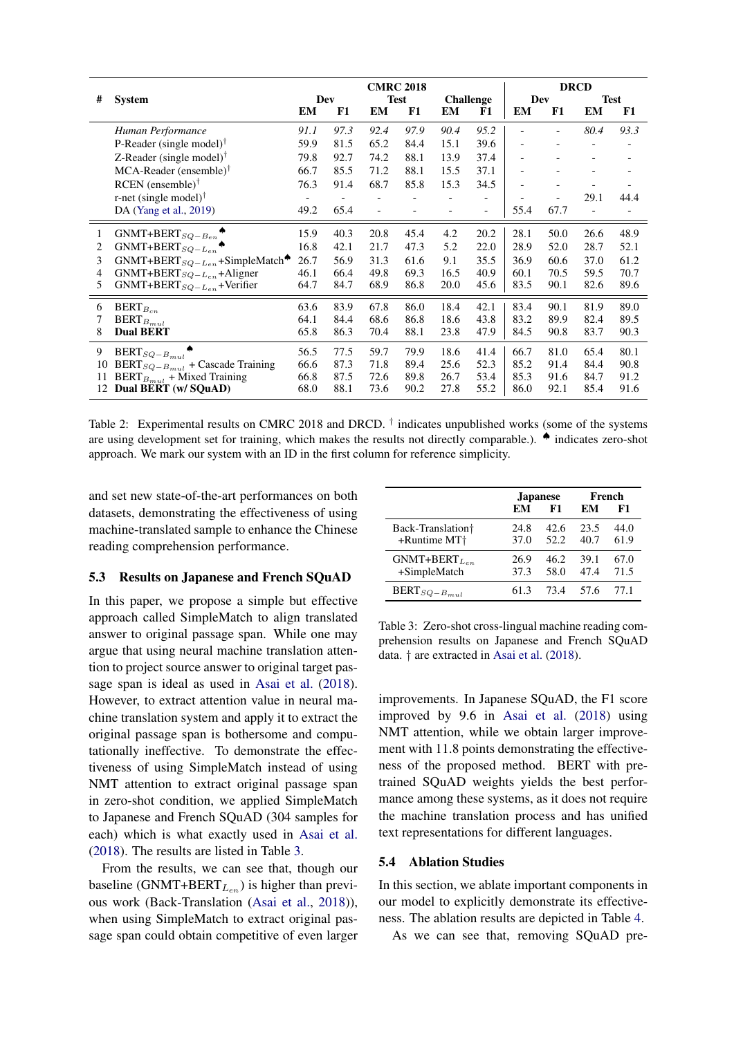| # | System | CMRC 2018 | | | | | | DRCD | | | |
|---|---|---|---|---|---|---|---|---|---|---|---|
| | | Dev | | Test | | Challenge | | Dev | | Test | |
| | | EM | F1 | EM | F1 | EM | F1 | EM | F1 | EM | F1 |
| | *Human Performance* | *91.1* | *97.3* | *92.4* | *97.9* | *90.4* | *95.2* | - | - | *80.4* | *93.3* |
| | P-Reader (single model)† | 59.9 | 81.5 | 65.2 | 84.4 | 15.1 | 39.6 | - | - | - | - |
| | Z-Reader (single model)† | 79.8 | 92.7 | 74.2 | 88.1 | 13.9 | 37.4 | - | - | - | - |
| | MCA-Reader (ensemble)† | 66.7 | 85.5 | 71.2 | 88.1 | 15.5 | 37.1 | - | - | - | - |
| | RCEN (ensemble)† | 76.3 | 91.4 | 68.7 | 85.8 | 15.3 | 34.5 | - | - | - | - |
| | r-net (single model)† | - | - | - | - | - | - | - | - | 29.1 | 44.4 |
| | DA (Yang et al., 2019) | 49.2 | 65.4 | - | - | - | - | 55.4 | 67.7 | - | - |
| 1 | GNMT+BERT$_{SQ-B_{en}}$♠ | 15.9 | 40.3 | 20.8 | 45.4 | 4.2 | 20.2 | 28.1 | 50.0 | 26.6 | 48.9 |
| 2 | GNMT+BERT$_{SQ-L_{en}}$♠ | 16.8 | 42.1 | 21.7 | 47.3 | 5.2 | 22.0 | 28.9 | 52.0 | 28.7 | 52.1 |
| 3 | GNMT+BERT$_{SQ-L_{en}}$+SimpleMatch♠ | 26.7 | 56.9 | 31.3 | 61.6 | 9.1 | 35.5 | 36.9 | 60.6 | 37.0 | 61.2 |
| 4 | GNMT+BERT$_{SQ-L_{en}}$+Aligner | 46.1 | 66.4 | 49.8 | 69.3 | 16.5 | 40.9 | 60.1 | 70.5 | 59.5 | 70.7 |
| 5 | GNMT+BERT$_{SQ-L_{en}}$+Verifier | 64.7 | 84.7 | 68.9 | 86.8 | 20.0 | 45.6 | 83.5 | 90.1 | 82.6 | 89.6 |
| 6 | BERT$_{B_{cn}}$ | 63.6 | 83.9 | 67.8 | 86.0 | 18.4 | 42.1 | 83.4 | 90.1 | 81.9 | 89.0 |
| 7 | BERT$_{B_{mul}}$ | 64.1 | 84.4 | 68.6 | 86.8 | 18.6 | 43.8 | 83.2 | 89.9 | 82.4 | 89.5 |
| 8 | **Dual BERT** | 65.8 | 86.3 | 70.4 | 88.1 | 23.8 | 47.9 | 84.5 | 90.8 | 83.7 | 90.3 |
| 9 | BERT$_{SQ-B_{mul}}$♠ | 56.5 | 77.5 | 59.7 | 79.9 | 18.6 | 41.4 | 66.7 | 81.0 | 65.4 | 80.1 |
| 10 | BERT$_{SQ-B_{mul}}$ + Cascade Training | 66.6 | 87.3 | 71.8 | 89.4 | 25.6 | 52.3 | 85.2 | 91.4 | 84.4 | 90.8 |
| 11 | BERT$_{B_{mul}}$ + Mixed Training | 66.8 | 87.5 | 72.6 | 89.8 | 26.7 | 53.4 | 85.3 | 91.6 | 84.7 | 91.2 |
| 12 | **Dual BERT (w/ SQuAD)** | 68.0 | 88.1 | 73.6 | 90.2 | 27.8 | 55.2 | 86.0 | 92.1 | 85.4 | 91.6 |

Table 2: Experimental results on CMRC 2018 and DRCD. † indicates unpublished works (some of the systems are using development set for training, which makes the results not directly comparable.). ♠ indicates zero-shot approach. We mark our system with an ID in the first column for reference simplicity.

and set new state-of-the-art performances on both datasets, demonstrating the effectiveness of using machine-translated sample to enhance the Chinese reading comprehension performance.

### 5.3 Results on Japanese and French SQuAD

In this paper, we propose a simple but effective approach called SimpleMatch to align translated answer to original passage span. While one may argue that using neural machine translation attention to project source answer to original target passage span is ideal as used in Asai et al. (2018). However, to extract attention value in neural machine translation system and apply it to extract the original passage span is bothersome and computationally ineffective. To demonstrate the effectiveness of using SimpleMatch instead of using NMT attention to extract original passage span in zero-shot condition, we applied SimpleMatch to Japanese and French SQuAD (304 samples for each) which is what exactly used in Asai et al. (2018). The results are listed in Table 3.

From the results, we can see that, though our baseline (GNMT+BERT$_{L_{en}}$) is higher than previous work (Back-Translation (Asai et al., 2018)), when using SimpleMatch to extract original passage span could obtain competitive of even larger improvements. In Japanese SQuAD, the F1 score improved by 9.6 in Asai et al. (2018) using NMT attention, while we obtain larger improvement with 11.8 points demonstrating the effectiveness of the proposed method. BERT with pre-trained SQuAD weights yields the best performance among these systems, as it does not require the machine translation process and has unified text representations for different languages.

| | Japanese | | French | |
|---|---|---|---|---|
| | EM | F1 | EM | F1 |
| Back-Translation† | 24.8 | 42.6 | 23.5 | 44.0 |
| +Runtime MT† | 37.0 | 52.2 | 40.7 | 61.9 |
| GNMT+BERT$_{L_{en}}$ | 26.9 | 46.2 | 39.1 | 67.0 |
| +SimpleMatch | 37.3 | 58.0 | 47.4 | 71.5 |
| BERT$_{SQ-B_{mul}}$ | 61.3 | 73.4 | 57.6 | 77.1 |

Table 3: Zero-shot cross-lingual machine reading comprehension results on Japanese and French SQuAD data. † are extracted in Asai et al. (2018).

### 5.4 Ablation Studies

In this section, we ablate important components in our model to explicitly demonstrate its effectiveness. The ablation results are depicted in Table 4.

As we can see that, removing SQuAD pre-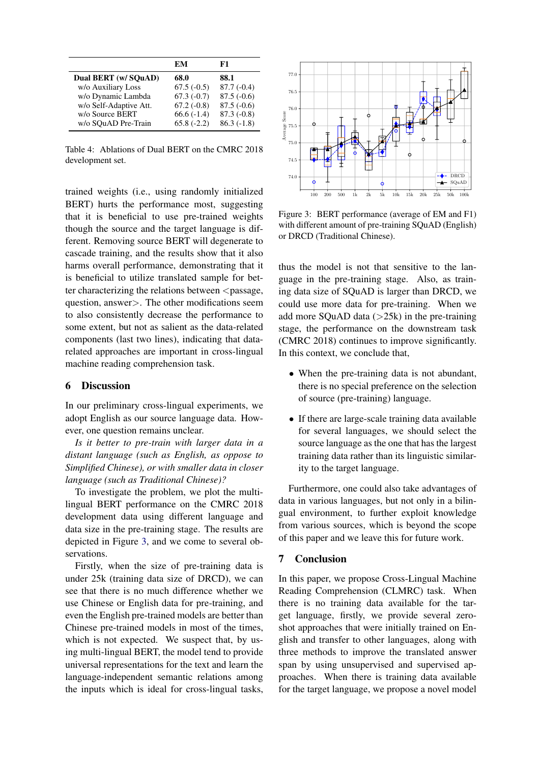| | EM | F1 |
|---|---|---|
| **Dual BERT (w/ SQuAD)** | **68.0** | **88.1** |
| w/o Auxiliary Loss | 67.5 (-0.5) | 87.7 (-0.4) |
| w/o Dynamic Lambda | 67.3 (-0.7) | 87.5 (-0.6) |
| w/o Self-Adaptive Att. | 67.2 (-0.8) | 87.5 (-0.6) |
| w/o Source BERT | 66.6 (-1.4) | 87.3 (-0.8) |
| w/o SQuAD Pre-Train | 65.8 (-2.2) | 86.3 (-1.8) |

Table 4: Ablations of Dual BERT on the CMRC 2018 development set.

trained weights (i.e., using randomly initialized BERT) hurts the performance most, suggesting that it is beneficial to use pre-trained weights though the source and the target language is different. Removing source BERT will degenerate to cascade training, and the results show that it also harms overall performance, demonstrating that it is beneficial to utilize translated sample for better characterizing the relations between <passage, question, answer>. The other modifications seem to also consistently decrease the performance to some extent, but not as salient as the data-related components (last two lines), indicating that data-related approaches are important in cross-lingual machine reading comprehension task.

## 6 Discussion

In our preliminary cross-lingual experiments, we adopt English as our source language data. However, one question remains unclear.

*Is it better to pre-train with larger data in a distant language (such as English, as oppose to Simplified Chinese), or with smaller data in closer language (such as Traditional Chinese)?*

To investigate the problem, we plot the multi-lingual BERT performance on the CMRC 2018 development data using different language and data size in the pre-training stage. The results are depicted in Figure 3, and we come to several observations.

Firstly, when the size of pre-training data is under 25k (training data size of DRCD), we can see that there is no much difference whether we use Chinese or English data for pre-training, and even the English pre-trained models are better than Chinese pre-trained models in most of the times, which is not expected. We suspect that, by using multi-lingual BERT, the model tend to provide universal representations for the text and learn the language-independent semantic relations among the inputs which is ideal for cross-lingual tasks, thus the model is not that sensitive to the language in the pre-training stage. Also, as training data size of SQuAD is larger than DRCD, we could use more data for pre-training. When we add more SQuAD data (>25k) in the pre-training stage, the performance on the downstream task (CMRC 2018) continues to improve significantly. In this context, we conclude that,

Figure 3: BERT performance (average of EM and F1) with different amount of pre-training SQuAD (English) or DRCD (Traditional Chinese).

- When the pre-training data is not abundant, there is no special preference on the selection of source (pre-training) language.
- If there are large-scale training data available for several languages, we should select the source language as the one that has the largest training data rather than its linguistic similarity to the target language.

Furthermore, one could also take advantages of data in various languages, but not only in a bilingual environment, to further exploit knowledge from various sources, which is beyond the scope of this paper and we leave this for future work.

## 7 Conclusion

In this paper, we propose Cross-Lingual Machine Reading Comprehension (CLMRC) task. When there is no training data available for the target language, firstly, we provide several zero-shot approaches that were initially trained on English and transfer to other languages, along with three methods to improve the translated answer span by using unsupervised and supervised approaches. When there is training data available for the target language, we propose a novel model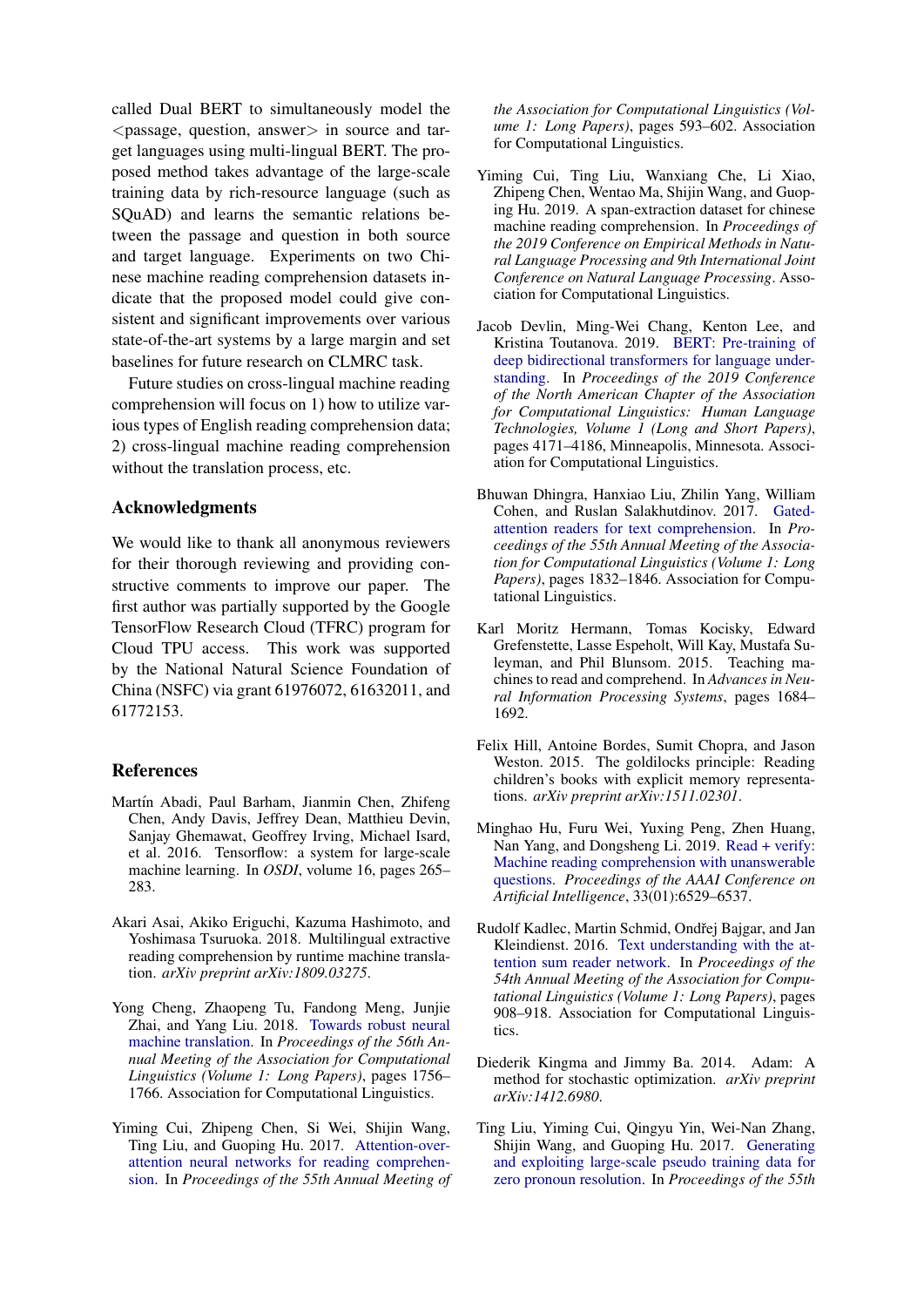called Dual BERT to simultaneously model the <passage, question, answer> in source and target languages using multi-lingual BERT. The proposed method takes advantage of the large-scale training data by rich-resource language (such as SQuAD) and learns the semantic relations between the passage and question in both source and target language. Experiments on two Chinese machine reading comprehension datasets indicate that the proposed model could give consistent and significant improvements over various state-of-the-art systems by a large margin and set baselines for future research on CLMRC task.

Future studies on cross-lingual machine reading comprehension will focus on 1) how to utilize various types of English reading comprehension data; 2) cross-lingual machine reading comprehension without the translation process, etc.

## Acknowledgments

We would like to thank all anonymous reviewers for their thorough reviewing and providing constructive comments to improve our paper. The first author was partially supported by the Google TensorFlow Research Cloud (TFRC) program for Cloud TPU access. This work was supported by the National Natural Science Foundation of China (NSFC) via grant 61976072, 61632011, and 61772153.

## References

Martín Abadi, Paul Barham, Jianmin Chen, Zhifeng Chen, Andy Davis, Jeffrey Dean, Matthieu Devin, Sanjay Ghemawat, Geoffrey Irving, Michael Isard, et al. 2016. Tensorflow: a system for large-scale machine learning. In *OSDI*, volume 16, pages 265–283.

Akari Asai, Akiko Eriguchi, Kazuma Hashimoto, and Yoshimasa Tsuruoka. 2018. Multilingual extractive reading comprehension by runtime machine translation. *arXiv preprint arXiv:1809.03275*.

Yong Cheng, Zhaopeng Tu, Fandong Meng, Junjie Zhai, and Yang Liu. 2018. Towards robust neural machine translation. In *Proceedings of the 56th Annual Meeting of the Association for Computational Linguistics (Volume 1: Long Papers)*, pages 1756–1766. Association for Computational Linguistics.

Yiming Cui, Zhipeng Chen, Si Wei, Shijin Wang, Ting Liu, and Guoping Hu. 2017. Attention-over-attention neural networks for reading comprehension. In *Proceedings of the 55th Annual Meeting of the Association for Computational Linguistics (Volume 1: Long Papers)*, pages 593–602. Association for Computational Linguistics.

Yiming Cui, Ting Liu, Wanxiang Che, Li Xiao, Zhipeng Chen, Wentao Ma, Shijin Wang, and Guoping Hu. 2019. A span-extraction dataset for chinese machine reading comprehension. In *Proceedings of the 2019 Conference on Empirical Methods in Natural Language Processing and 9th International Joint Conference on Natural Language Processing*. Association for Computational Linguistics.

Jacob Devlin, Ming-Wei Chang, Kenton Lee, and Kristina Toutanova. 2019. BERT: Pre-training of deep bidirectional transformers for language understanding. In *Proceedings of the 2019 Conference of the North American Chapter of the Association for Computational Linguistics: Human Language Technologies, Volume 1 (Long and Short Papers)*, pages 4171–4186, Minneapolis, Minnesota. Association for Computational Linguistics.

Bhuwan Dhingra, Hanxiao Liu, Zhilin Yang, William Cohen, and Ruslan Salakhutdinov. 2017. Gated-attention readers for text comprehension. In *Proceedings of the 55th Annual Meeting of the Association for Computational Linguistics (Volume 1: Long Papers)*, pages 1832–1846. Association for Computational Linguistics.

Karl Moritz Hermann, Tomas Kocisky, Edward Grefenstette, Lasse Espeholt, Will Kay, Mustafa Suleyman, and Phil Blunsom. 2015. Teaching machines to read and comprehend. In *Advances in Neural Information Processing Systems*, pages 1684–1692.

Felix Hill, Antoine Bordes, Sumit Chopra, and Jason Weston. 2015. The goldilocks principle: Reading children's books with explicit memory representations. *arXiv preprint arXiv:1511.02301*.

Minghao Hu, Furu Wei, Yuxing Peng, Zhen Huang, Nan Yang, and Dongsheng Li. 2019. Read + verify: Machine reading comprehension with unanswerable questions. *Proceedings of the AAAI Conference on Artificial Intelligence*, 33(01):6529–6537.

Rudolf Kadlec, Martin Schmid, Ondřej Bajgar, and Jan Kleindienst. 2016. Text understanding with the attention sum reader network. In *Proceedings of the 54th Annual Meeting of the Association for Computational Linguistics (Volume 1: Long Papers)*, pages 908–918. Association for Computational Linguistics.

Diederik Kingma and Jimmy Ba. 2014. Adam: A method for stochastic optimization. *arXiv preprint arXiv:1412.6980*.

Ting Liu, Yiming Cui, Qingyu Yin, Wei-Nan Zhang, Shijin Wang, and Guoping Hu. 2017. Generating and exploiting large-scale pseudo training data for zero pronoun resolution. In *Proceedings of the 55th*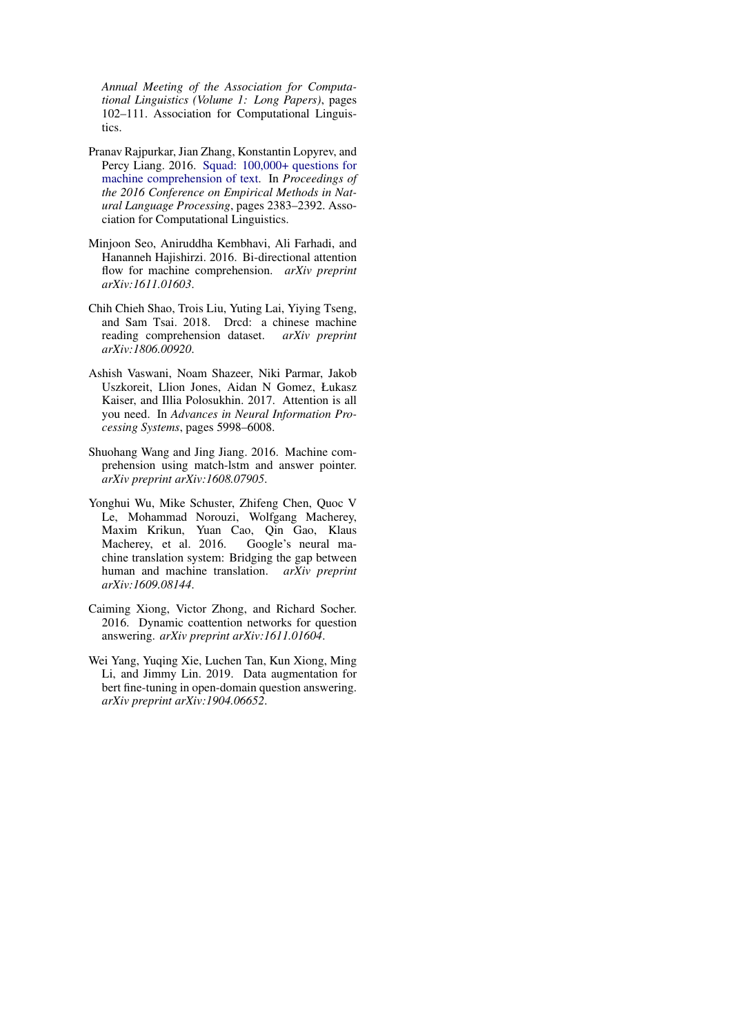*Annual Meeting of the Association for Computational Linguistics (Volume 1: Long Papers)*, pages 102–111. Association for Computational Linguistics.

Pranav Rajpurkar, Jian Zhang, Konstantin Lopyrev, and Percy Liang. 2016. Squad: 100,000+ questions for machine comprehension of text. In *Proceedings of the 2016 Conference on Empirical Methods in Natural Language Processing*, pages 2383–2392. Association for Computational Linguistics.

Minjoon Seo, Aniruddha Kembhavi, Ali Farhadi, and Hananneh Hajishirzi. 2016. Bi-directional attention flow for machine comprehension. *arXiv preprint arXiv:1611.01603*.

Chih Chieh Shao, Trois Liu, Yuting Lai, Yiying Tseng, and Sam Tsai. 2018. Drcd: a chinese machine reading comprehension dataset. *arXiv preprint arXiv:1806.00920*.

Ashish Vaswani, Noam Shazeer, Niki Parmar, Jakob Uszkoreit, Llion Jones, Aidan N Gomez, Łukasz Kaiser, and Illia Polosukhin. 2017. Attention is all you need. In *Advances in Neural Information Processing Systems*, pages 5998–6008.

Shuohang Wang and Jing Jiang. 2016. Machine comprehension using match-lstm and answer pointer. *arXiv preprint arXiv:1608.07905*.

Yonghui Wu, Mike Schuster, Zhifeng Chen, Quoc V Le, Mohammad Norouzi, Wolfgang Macherey, Maxim Krikun, Yuan Cao, Qin Gao, Klaus Macherey, et al. 2016. Google's neural machine translation system: Bridging the gap between human and machine translation. *arXiv preprint arXiv:1609.08144*.

Caiming Xiong, Victor Zhong, and Richard Socher. 2016. Dynamic coattention networks for question answering. *arXiv preprint arXiv:1611.01604*.

Wei Yang, Yuqing Xie, Luchen Tan, Kun Xiong, Ming Li, and Jimmy Lin. 2019. Data augmentation for bert fine-tuning in open-domain question answering. *arXiv preprint arXiv:1904.06652*.